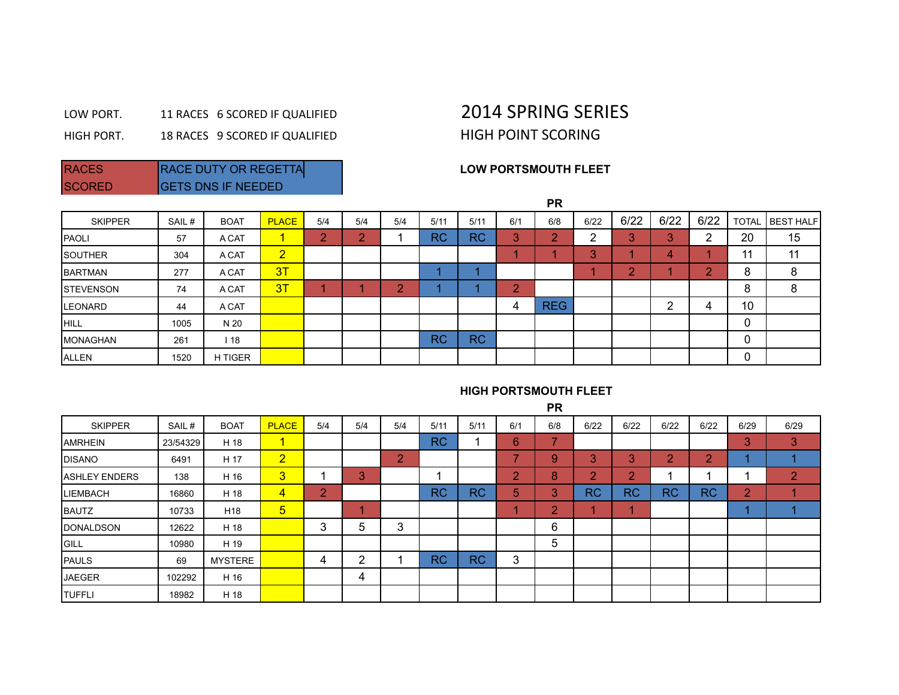LOW PORT. 11 RACES 6 SCORED IF QUALIFIED

HIGH PORT. 18 RACES 9 SCORED IF QUALIFIED

| RACES SCORED | RACE DUTY OR REGETTA GETS DNS IF NEEDED |
|---|---|

# 2014 SPRING SERIES

## HIGH POINT SCORING

### LOW PORTSMOUTH FLEET

| SKIPPER | SAIL # | BOAT | PLACE | 5/4 | 5/4 | 5/4 | 5/11 | 5/11 | 6/1 | 6/8 PR | 6/22 | 6/22 | 6/22 | 6/22 | TOTAL | BEST HALF |
|---|---|---|---|---|---|---|---|---|---|---|---|---|---|---|---|---|
| PAOLI | 57 | A CAT | 1 | 2 | 2 | 1 | RC | RC | 3 | 2 | 2 | 3 | 3 | 2 | 20 | 15 |
| SOUTHER | 304 | A CAT | 2 | | | | | | 1 | 1 | 3 | 1 | 4 | 1 | 11 | 11 |
| BARTMAN | 277 | A CAT | 3T | | | | 1 | 1 | | | 1 | 2 | 1 | 2 | 8 | 8 |
| STEVENSON | 74 | A CAT | 3T | 1 | 1 | 2 | 1 | 1 | 2 | | | | | | 8 | 8 |
| LEONARD | 44 | A CAT | | | | | | | 4 | REG | | | 2 | 4 | 10 | |
| HILL | 1005 | N 20 | | | | | | | | | | | | | 0 | |
| MONAGHAN | 261 | I 18 | | | | | RC | RC | | | | | | | 0 | |
| ALLEN | 1520 | H TIGER | | | | | | | | | | | | | 0 | |

### HIGH PORTSMOUTH FLEET

| SKIPPER | SAIL # | BOAT | PLACE | 5/4 | 5/4 | 5/4 | 5/11 | 5/11 | 6/1 | 6/8 PR | 6/22 | 6/22 | 6/22 | 6/22 | 6/29 | 6/29 |
|---|---|---|---|---|---|---|---|---|---|---|---|---|---|---|---|---|
| AMRHEIN | 23/54329 | H 18 | 1 | | | | RC | 1 | 6 | 7 | | | | | 3 | 3 |
| DISANO | 6491 | H 17 | 2 | | | 2 | | | 7 | 9 | 3 | 3 | 2 | 2 | 1 | 1 |
| ASHLEY ENDERS | 138 | H 16 | 3 | 1 | 3 | | 1 | | 2 | 8 | 2 | 2 | 1 | 1 | 1 | 2 |
| LIEMBACH | 16860 | H 18 | 4 | 2 | | | RC | RC | 5 | 3 | RC | RC | RC | RC | 2 | 1 |
| BAUTZ | 10733 | H18 | 5 | | 1 | | | | 1 | 2 | 1 | 1 | | | 1 | 1 |
| DONALDSON | 12622 | H 18 | | 3 | 5 | 3 | | | | 6 | | | | | | |
| GILL | 10980 | H 19 | | | | | | | | 5 | | | | | | |
| PAULS | 69 | MYSTERE | | 4 | 2 | 1 | RC | RC | 3 | | | | | | | |
| JAEGER | 102292 | H 16 | | | 4 | | | | | | | | | | | |
| TUFFLI | 18982 | H 18 | | | | | | | | | | | | | | |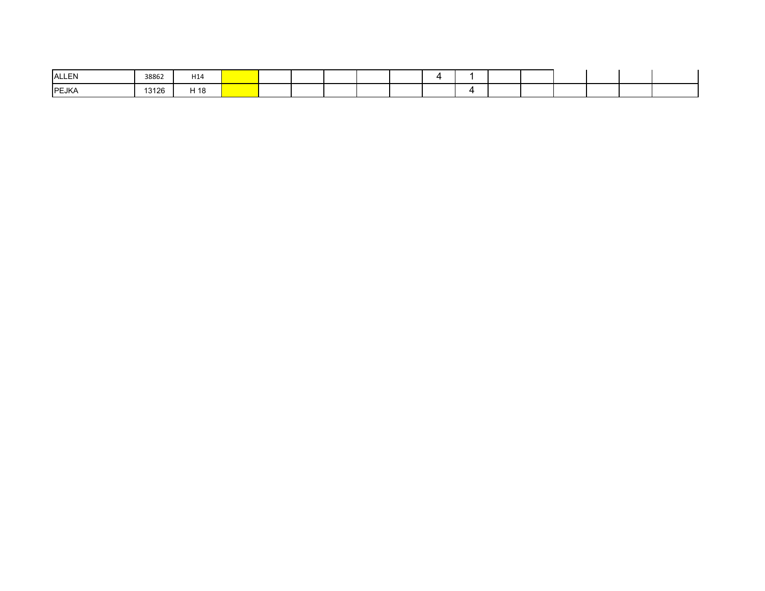| | | | | | | | | | | | | | | | | |
|---|---|---|---|---|---|---|---|---|---|---|---|---|---|---|---|---|
| ALLEN | 38862 | H14 | | | | | | | 4 | 1 | | | | | | |
| PEJKA | 13126 | H 18 | | | | | | | | 4 | | | | | | |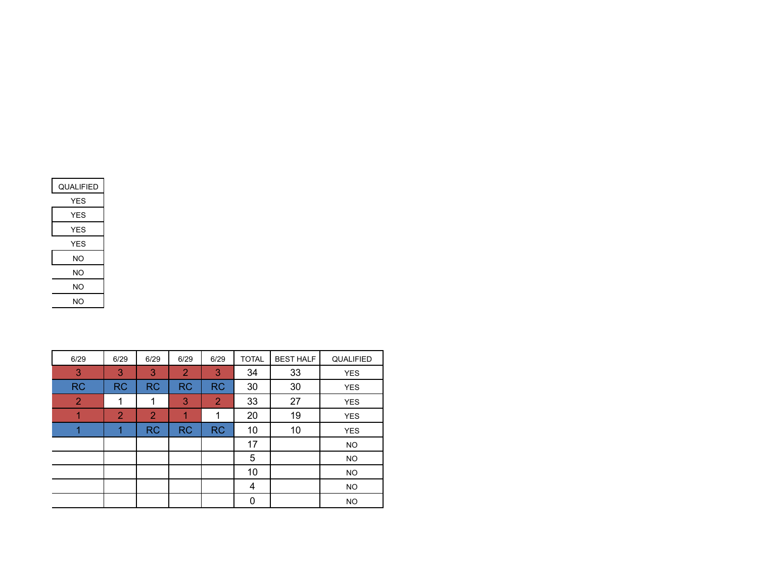| QUALIFIED |
|---|
| YES |
| YES |
| YES |
| YES |
| NO |
| NO |
| NO |
| NO |

| 6/29 | 6/29 | 6/29 | 6/29 | 6/29 | TOTAL | BEST HALF | QUALIFIED |
|---|---|---|---|---|---|---|---|
| 3 | 3 | 3 | 2 | 3 | 34 | 33 | YES |
| RC | RC | RC | RC | RC | 30 | 30 | YES |
| 2 | 1 | 1 | 3 | 2 | 33 | 27 | YES |
| 1 | 2 | 2 | 1 | 1 | 20 | 19 | YES |
| 1 | 1 | RC | RC | RC | 10 | 10 | YES |
| | | | | | 17 | | NO |
| | | | | | 5 | | NO |
| | | | | | 10 | | NO |
| | | | | | 4 | | NO |
| | | | | | 0 | | NO |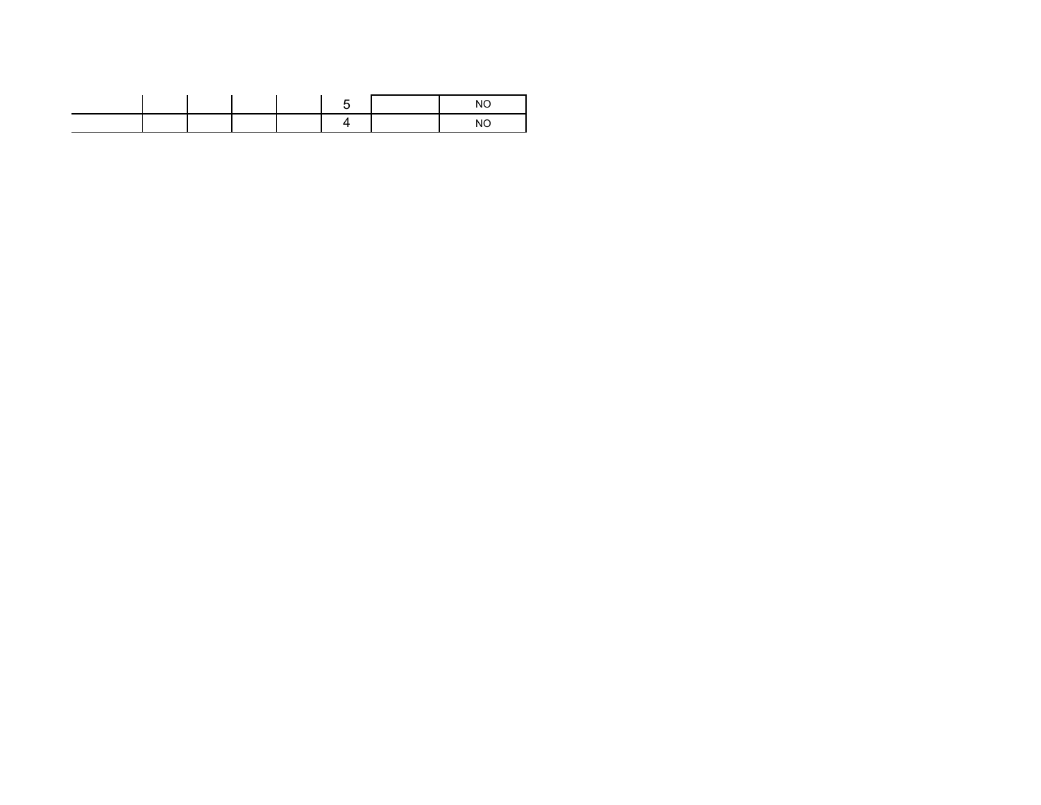| | | | | | | | |
|---|---|---|---|---|---|---|---|
| | | | | | 5 | | NO |
| | | | | | 4 | | NO |